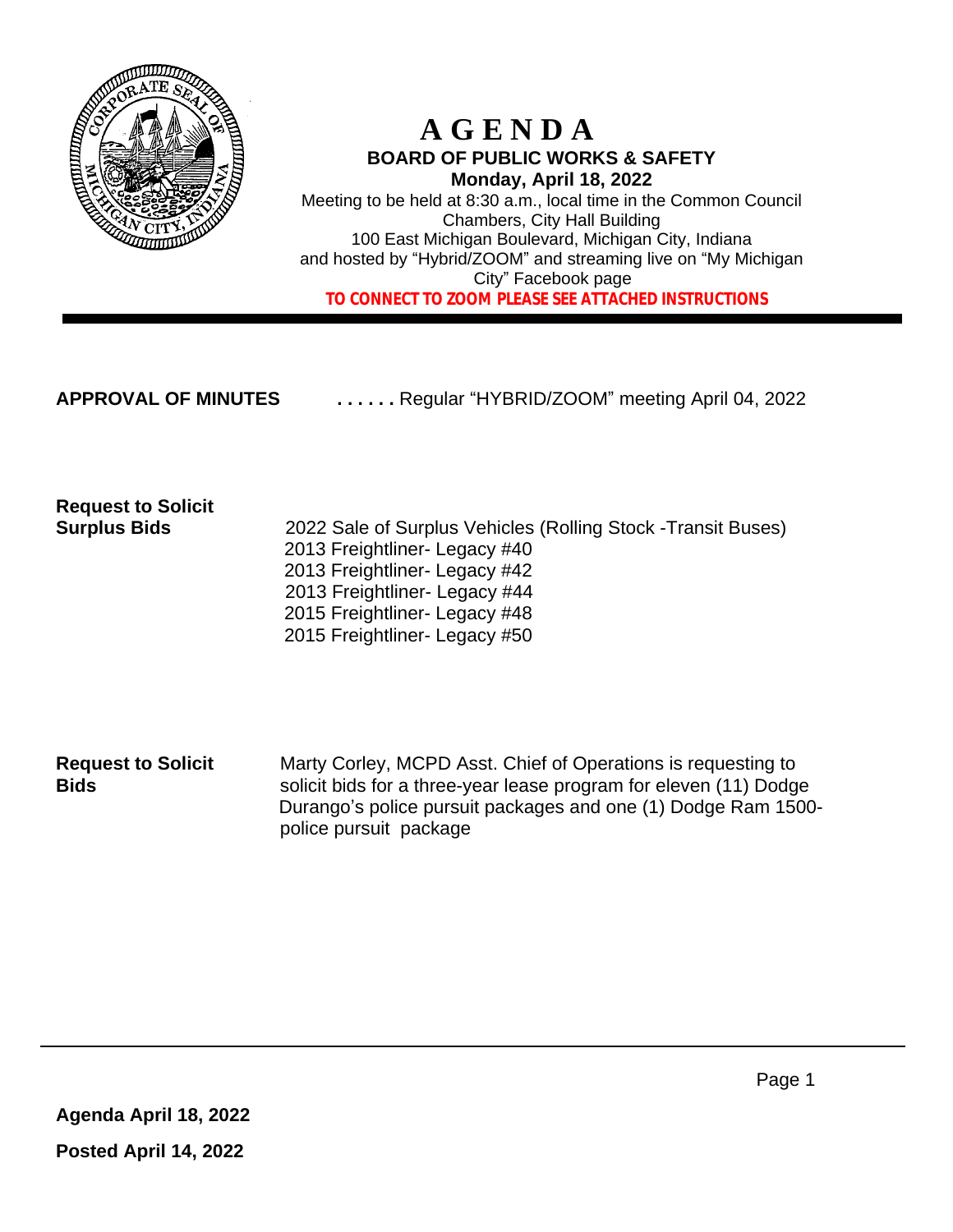# AGENDA

## BOARD OF PUBLIC WORKS & SAFETY

**Monday, April 18, 2022**

Meeting to be held at 8:30 a.m., local time in the Common Council Chambers, City Hall Building
100 East Michigan Boulevard, Michigan City, Indiana
and hosted by "Hybrid/ZOOM" and streaming live on "My Michigan City" Facebook page

**TO CONNECT TO ZOOM PLEASE SEE ATTACHED INSTRUCTIONS**

---

**APPROVAL OF MINUTES** ...... Regular "HYBRID/ZOOM" meeting April 04, 2022

**Request to Solicit Surplus Bids**

2022 Sale of Surplus Vehicles (Rolling Stock -Transit Buses)
2013 Freightliner- Legacy #40
2013 Freightliner- Legacy #42
2013 Freightliner- Legacy #44
2015 Freightliner- Legacy #48
2015 Freightliner- Legacy #50

**Request to Solicit Bids**

Marty Corley, MCPD Asst. Chief of Operations is requesting to solicit bids for a three-year lease program for eleven (11) Dodge Durango's police pursuit packages and one (1) Dodge Ram 1500-police pursuit package

---

**Agenda April 18, 2022**

**Posted April 14, 2022**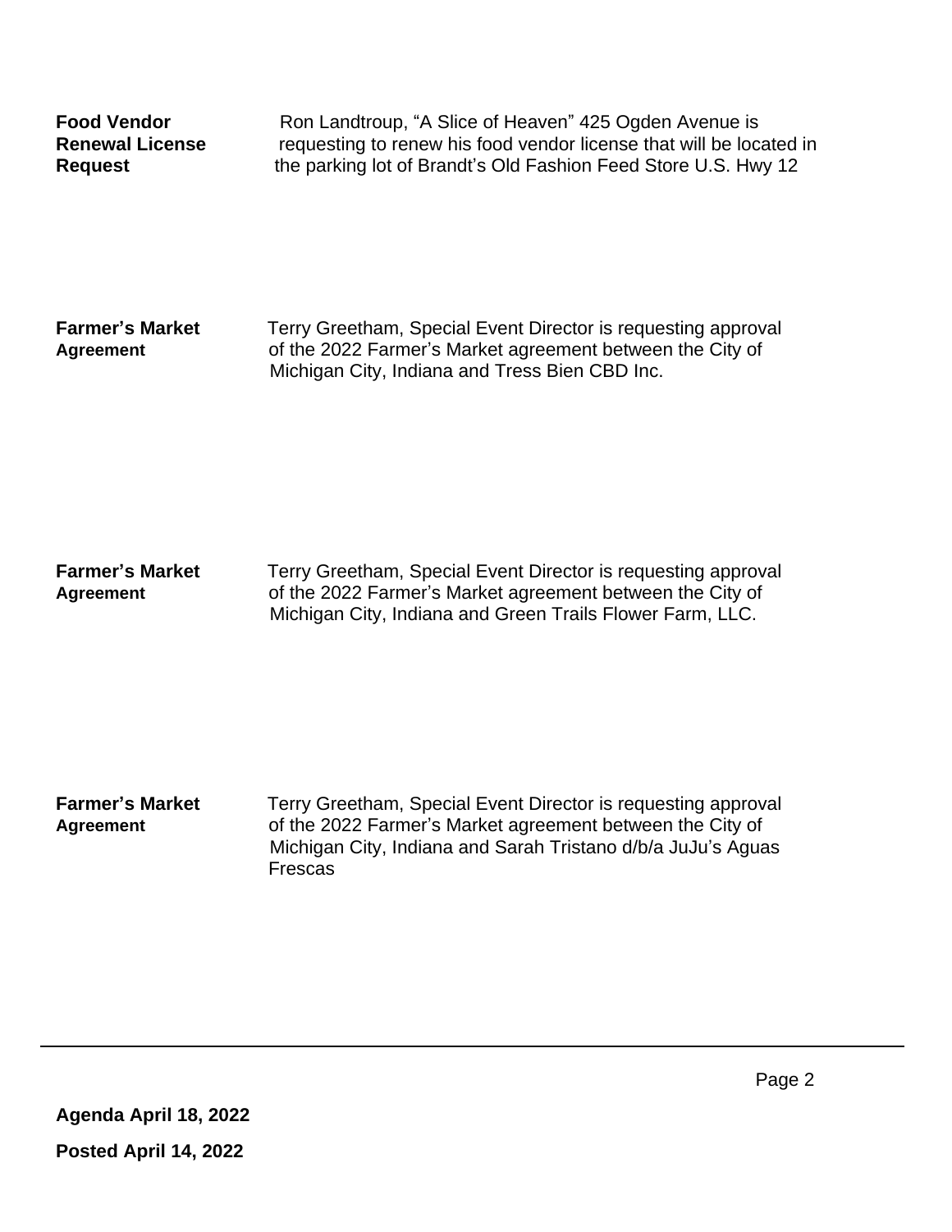**Food Vendor Renewal License Request**

Ron Landtroup, "A Slice of Heaven" 425 Ogden Avenue is requesting to renew his food vendor license that will be located in the parking lot of Brandt's Old Fashion Feed Store U.S. Hwy 12

**Farmer's Market Agreement**

Terry Greetham, Special Event Director is requesting approval of the 2022 Farmer's Market agreement between the City of Michigan City, Indiana and Tress Bien CBD Inc.

**Farmer's Market Agreement**

Terry Greetham, Special Event Director is requesting approval of the 2022 Farmer's Market agreement between the City of Michigan City, Indiana and Green Trails Flower Farm, LLC.

**Farmer's Market Agreement**

Terry Greetham, Special Event Director is requesting approval of the 2022 Farmer's Market agreement between the City of Michigan City, Indiana and Sarah Tristano d/b/a JuJu's Aguas Frescas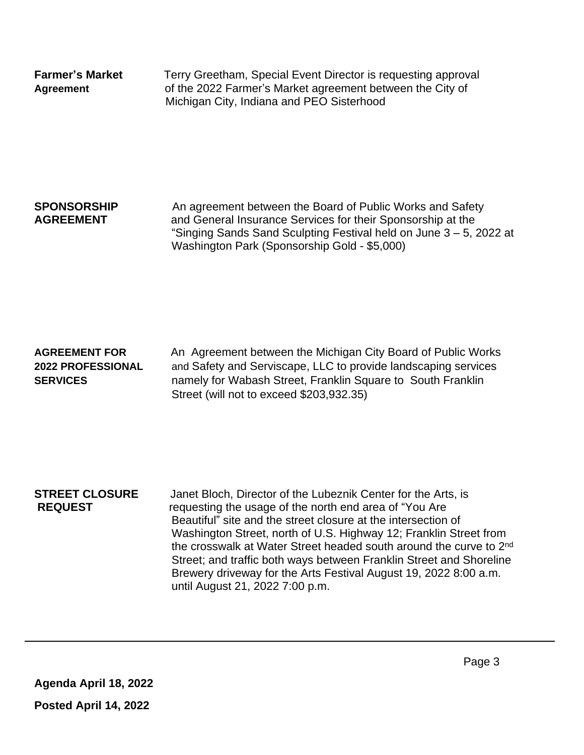**Farmer's Market Agreement**

Terry Greetham, Special Event Director is requesting approval of the 2022 Farmer's Market agreement between the City of Michigan City, Indiana and PEO Sisterhood

**SPONSORSHIP AGREEMENT**

An agreement between the Board of Public Works and Safety and General Insurance Services for their Sponsorship at the "Singing Sands Sand Sculpting Festival held on June 3 – 5, 2022 at Washington Park (Sponsorship Gold - $5,000)

**AGREEMENT FOR 2022 PROFESSIONAL SERVICES**

An Agreement between the Michigan City Board of Public Works and Safety and Serviscape, LLC to provide landscaping services namely for Wabash Street, Franklin Square to South Franklin Street (will not to exceed $203,932.35)

**STREET CLOSURE REQUEST**

Janet Bloch, Director of the Lubeznik Center for the Arts, is requesting the usage of the north end area of "You Are Beautiful" site and the street closure at the intersection of Washington Street, north of U.S. Highway 12; Franklin Street from the crosswalk at Water Street headed south around the curve to 2nd Street; and traffic both ways between Franklin Street and Shoreline Brewery driveway for the Arts Festival August 19, 2022 8:00 a.m. until August 21, 2022 7:00 p.m.

---

**Agenda April 18, 2022**

**Posted April 14, 2022**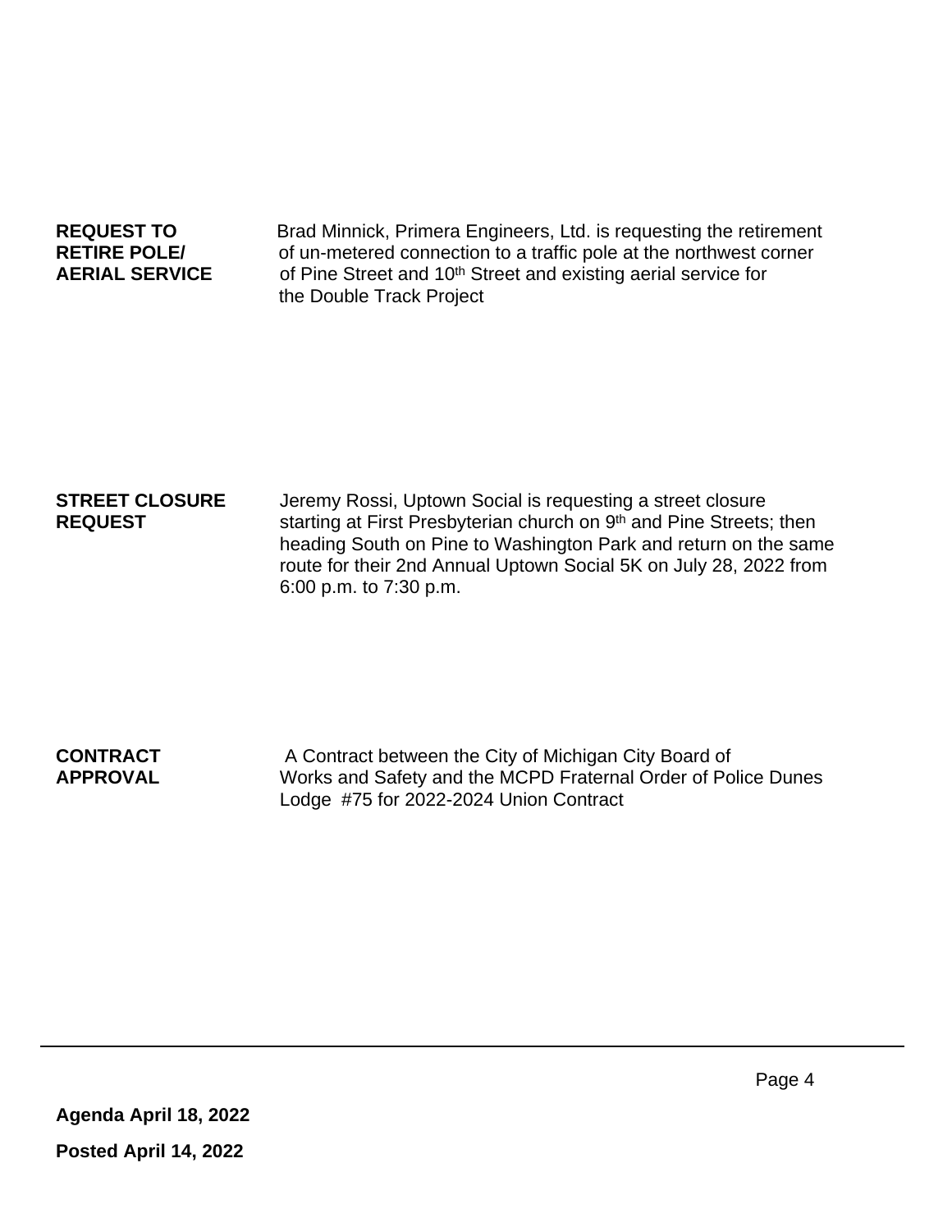**REQUEST TO RETIRE POLE/ AERIAL SERVICE**

Brad Minnick, Primera Engineers, Ltd. is requesting the retirement of un-metered connection to a traffic pole at the northwest corner of Pine Street and 10th Street and existing aerial service for the Double Track Project

**STREET CLOSURE REQUEST**

Jeremy Rossi, Uptown Social is requesting a street closure starting at First Presbyterian church on 9th and Pine Streets; then heading South on Pine to Washington Park and return on the same route for their 2nd Annual Uptown Social 5K on July 28, 2022 from 6:00 p.m. to 7:30 p.m.

**CONTRACT APPROVAL**

A Contract between the City of Michigan City Board of Works and Safety and the MCPD Fraternal Order of Police Dunes Lodge #75 for 2022-2024 Union Contract

---

**Agenda April 18, 2022**

**Posted April 14, 2022**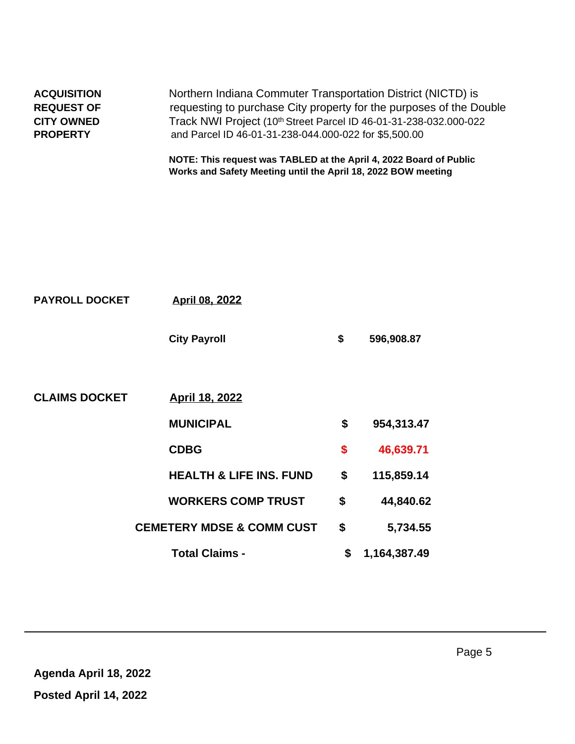**ACQUISITION REQUEST OF CITY OWNED PROPERTY**

Northern Indiana Commuter Transportation District (NICTD) is requesting to purchase City property for the purposes of the Double Track NWI Project (10th Street Parcel ID 46-01-31-238-032.000-022 and Parcel ID 46-01-31-238-044.000-022 for $5,500.00

**NOTE: This request was TABLED at the April 4, 2022 Board of Public Works and Safety Meeting until the April 18, 2022 BOW meeting**

**PAYROLL DOCKET** **April 08, 2022**

| | | |
|---|---|---|
| **City Payroll** | **$** | **596,908.87** |

**CLAIMS DOCKET** **April 18, 2022**

| | | |
|---|---|---|
| **MUNICIPAL** | **$** | **954,313.47** |
| **CDBG** | **$** | **46,639.71** |
| **HEALTH & LIFE INS. FUND** | **$** | **115,859.14** |
| **WORKERS COMP TRUST** | **$** | **44,840.62** |
| **CEMETERY MDSE & COMM CUST** | **$** | **5,734.55** |
| **Total Claims -** | **$** | **1,164,387.49** |

**Agenda April 18, 2022**

**Posted April 14, 2022**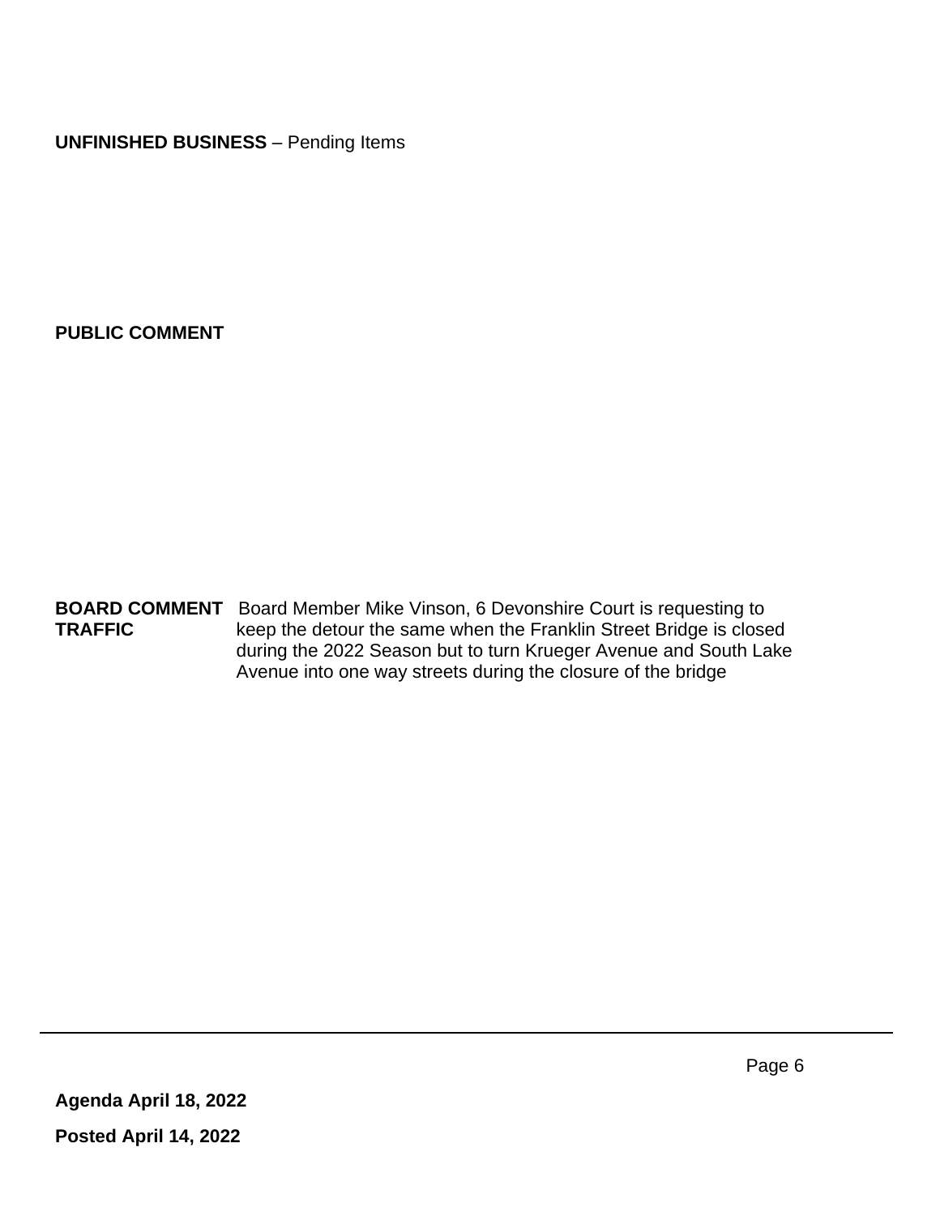**UNFINISHED BUSINESS** – Pending Items

**PUBLIC COMMENT**

**BOARD COMMENT TRAFFIC** Board Member Mike Vinson, 6 Devonshire Court is requesting to keep the detour the same when the Franklin Street Bridge is closed during the 2022 Season but to turn Krueger Avenue and South Lake Avenue into one way streets during the closure of the bridge

**Agenda April 18, 2022**

**Posted April 14, 2022**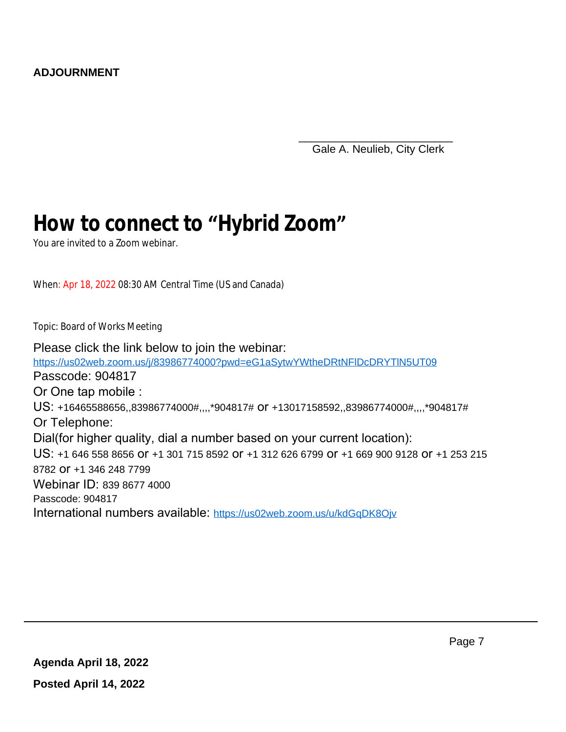**ADJOURNMENT**

\_\_\_\_\_\_\_\_\_\_\_\_\_\_\_\_\_\_\_\_\_\_\_\_\_\_
Gale A. Neulieb, City Clerk

# How to connect to "Hybrid Zoom"

You are invited to a Zoom webinar.

When: Apr 18, 2022 08:30 AM Central Time (US and Canada)

Topic: Board of Works Meeting

Please click the link below to join the webinar:
https://us02web.zoom.us/j/83986774000?pwd=eG1aSytwYWtheDRtNFlDcDRYTlN5UT09
Passcode: 904817
Or One tap mobile :
US: +16465588656,,83986774000#,,,,*904817# or +13017158592,,83986774000#,,,,*904817#
Or Telephone:
Dial(for higher quality, dial a number based on your current location):
US: +1 646 558 8656 or +1 301 715 8592 or +1 312 626 6799 or +1 669 900 9128 or +1 253 215 8782 or +1 346 248 7799
Webinar ID: 839 8677 4000
Passcode: 904817
International numbers available: https://us02web.zoom.us/u/kdGqDK8Ojv

**Agenda April 18, 2022**

**Posted April 14, 2022**